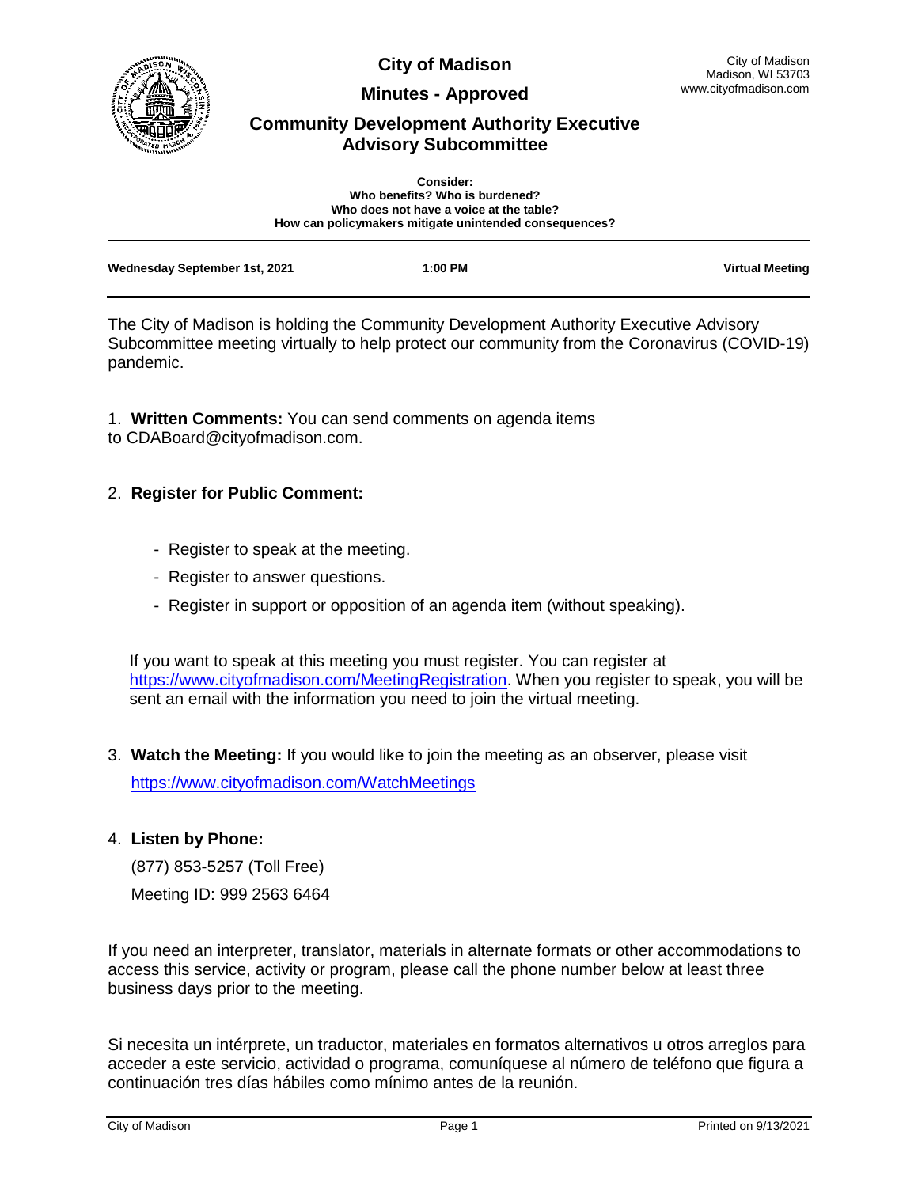# City of Madison

## Minutes - Approved

## Community Development Authority Executive Advisory Subcommittee

City of Madison
Madison, WI 53703
www.cityofmadison.com

**Consider:**
**Who benefits? Who is burdened?**
**Who does not have a voice at the table?**
**How can policymakers mitigate unintended consequences?**

| **Wednesday September 1st, 2021** | **1:00 PM** | **Virtual Meeting** |
|---|---|---|

The City of Madison is holding the Community Development Authority Executive Advisory Subcommittee meeting virtually to help protect our community from the Coronavirus (COVID-19) pandemic.

1. **Written Comments:** You can send comments on agenda items to CDABoard@cityofmadison.com.

2. **Register for Public Comment:**

   - Register to speak at the meeting.
   - Register to answer questions.
   - Register in support or opposition of an agenda item (without speaking).

   If you want to speak at this meeting you must register. You can register at https://www.cityofmadison.com/MeetingRegistration. When you register to speak, you will be sent an email with the information you need to join the virtual meeting.

3. **Watch the Meeting:** If you would like to join the meeting as an observer, please visit https://www.cityofmadison.com/WatchMeetings

4. **Listen by Phone:**

   (877) 853-5257 (Toll Free)

   Meeting ID: 999 2563 6464

If you need an interpreter, translator, materials in alternate formats or other accommodations to access this service, activity or program, please call the phone number below at least three business days prior to the meeting.

Si necesita un intérprete, un traductor, materiales en formatos alternativos u otros arreglos para acceder a este servicio, actividad o programa, comuníquese al número de teléfono que figura a continuación tres días hábiles como mínimo antes de la reunión.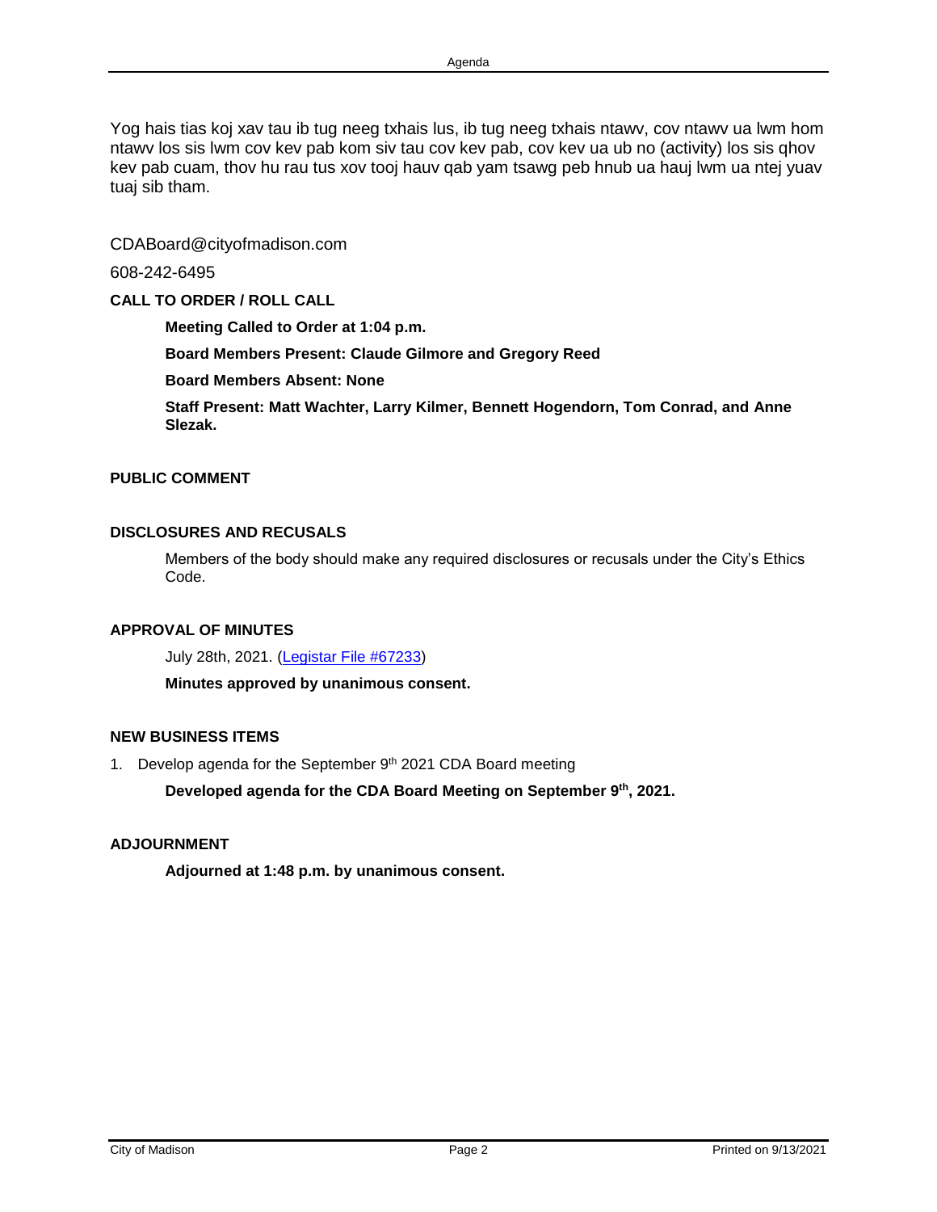Yog hais tias koj xav tau ib tug neeg txhais lus, ib tug neeg txhais ntawv, cov ntawv ua lwm hom ntawv los sis lwm cov kev pab kom siv tau cov kev pab, cov kev ua ub no (activity) los sis qhov kev pab cuam, thov hu rau tus xov tooj hauv qab yam tsawg peb hnub ua hauj lwm ua ntej yuav tuaj sib tham.

CDABoard@cityofmadison.com

608-242-6495

### CALL TO ORDER / ROLL CALL

**Meeting Called to Order at 1:04 p.m.**

**Board Members Present: Claude Gilmore and Gregory Reed**

**Board Members Absent: None**

**Staff Present: Matt Wachter, Larry Kilmer, Bennett Hogendorn, Tom Conrad, and Anne Slezak.**

### PUBLIC COMMENT

### DISCLOSURES AND RECUSALS

Members of the body should make any required disclosures or recusals under the City's Ethics Code.

### APPROVAL OF MINUTES

July 28th, 2021. (Legistar File #67233)

**Minutes approved by unanimous consent.**

### NEW BUSINESS ITEMS

1. Develop agenda for the September 9th 2021 CDA Board meeting

   **Developed agenda for the CDA Board Meeting on September 9th, 2021.**

### ADJOURNMENT

**Adjourned at 1:48 p.m. by unanimous consent.**